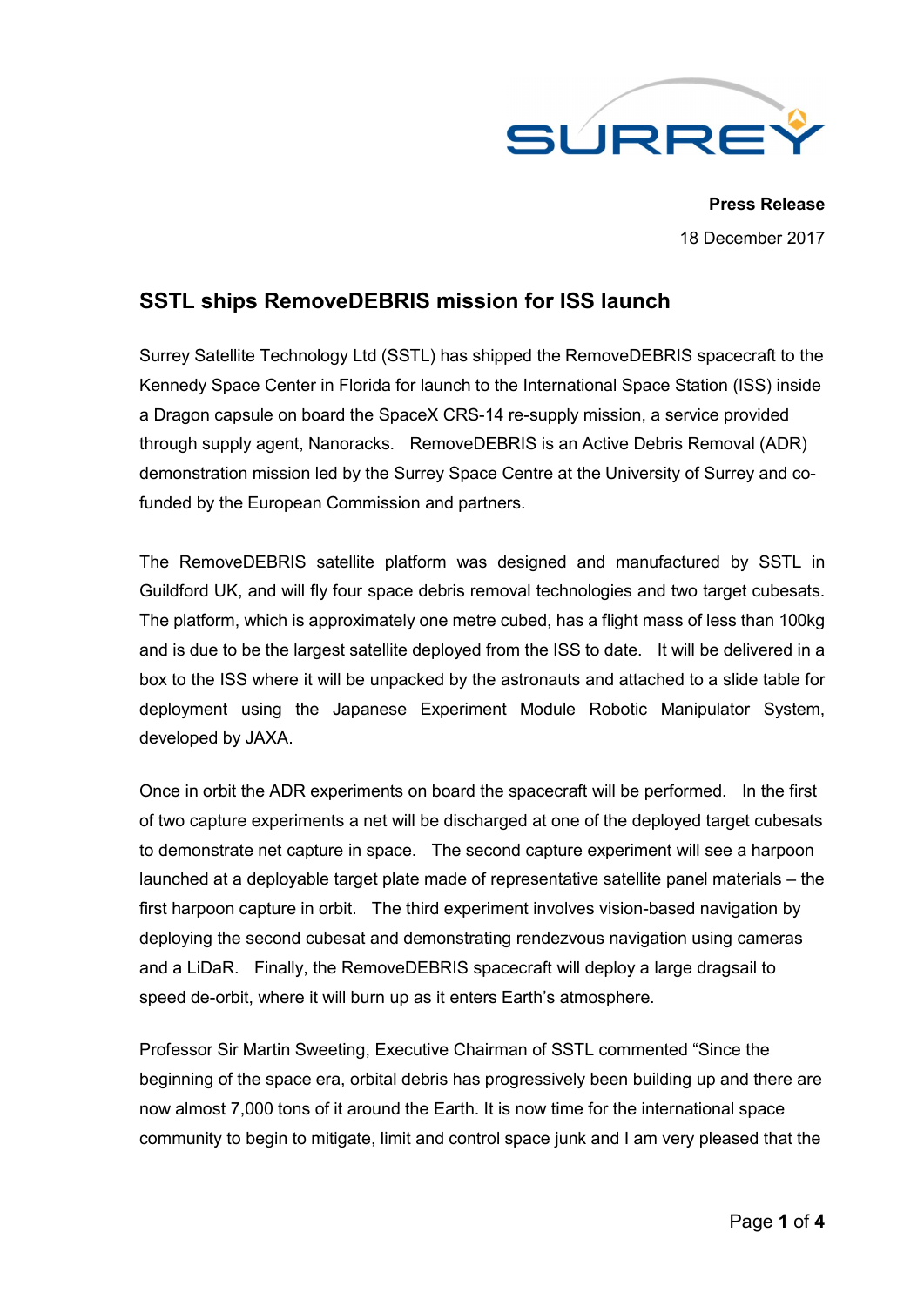**Press Release**

18 December 2017

## SSTL ships RemoveDEBRIS mission for ISS launch

Surrey Satellite Technology Ltd (SSTL) has shipped the RemoveDEBRIS spacecraft to the Kennedy Space Center in Florida for launch to the International Space Station (ISS) inside a Dragon capsule on board the SpaceX CRS-14 re-supply mission, a service provided through supply agent, Nanoracks. RemoveDEBRIS is an Active Debris Removal (ADR) demonstration mission led by the Surrey Space Centre at the University of Surrey and co-funded by the European Commission and partners.

The RemoveDEBRIS satellite platform was designed and manufactured by SSTL in Guildford UK, and will fly four space debris removal technologies and two target cubesats. The platform, which is approximately one metre cubed, has a flight mass of less than 100kg and is due to be the largest satellite deployed from the ISS to date. It will be delivered in a box to the ISS where it will be unpacked by the astronauts and attached to a slide table for deployment using the Japanese Experiment Module Robotic Manipulator System, developed by JAXA.

Once in orbit the ADR experiments on board the spacecraft will be performed. In the first of two capture experiments a net will be discharged at one of the deployed target cubesats to demonstrate net capture in space. The second capture experiment will see a harpoon launched at a deployable target plate made of representative satellite panel materials – the first harpoon capture in orbit. The third experiment involves vision-based navigation by deploying the second cubesat and demonstrating rendezvous navigation using cameras and a LiDaR. Finally, the RemoveDEBRIS spacecraft will deploy a large dragsail to speed de-orbit, where it will burn up as it enters Earth's atmosphere.

Professor Sir Martin Sweeting, Executive Chairman of SSTL commented "Since the beginning of the space era, orbital debris has progressively been building up and there are now almost 7,000 tons of it around the Earth. It is now time for the international space community to begin to mitigate, limit and control space junk and I am very pleased that the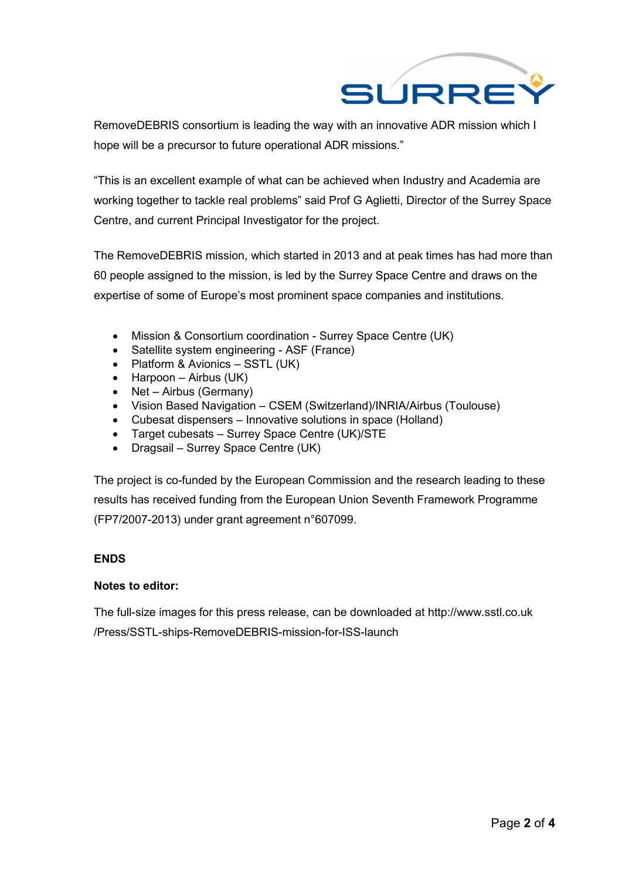RemoveDEBRIS consortium is leading the way with an innovative ADR mission which I hope will be a precursor to future operational ADR missions."

"This is an excellent example of what can be achieved when Industry and Academia are working together to tackle real problems" said Prof G Aglietti, Director of the Surrey Space Centre, and current Principal Investigator for the project.

The RemoveDEBRIS mission, which started in 2013 and at peak times has had more than 60 people assigned to the mission, is led by the Surrey Space Centre and draws on the expertise of some of Europe's most prominent space companies and institutions.

- Mission & Consortium coordination - Surrey Space Centre (UK)
- Satellite system engineering - ASF (France)
- Platform & Avionics – SSTL (UK)
- Harpoon – Airbus (UK)
- Net – Airbus (Germany)
- Vision Based Navigation – CSEM (Switzerland)/INRIA/Airbus (Toulouse)
- Cubesat dispensers – Innovative solutions in space (Holland)
- Target cubesats – Surrey Space Centre (UK)/STE
- Dragsail – Surrey Space Centre (UK)

The project is co-funded by the European Commission and the research leading to these results has received funding from the European Union Seventh Framework Programme (FP7/2007-2013) under grant agreement n°607099.

**ENDS**

**Notes to editor:**

The full-size images for this press release, can be downloaded at http://www.sstl.co.uk /Press/SSTL-ships-RemoveDEBRIS-mission-for-ISS-launch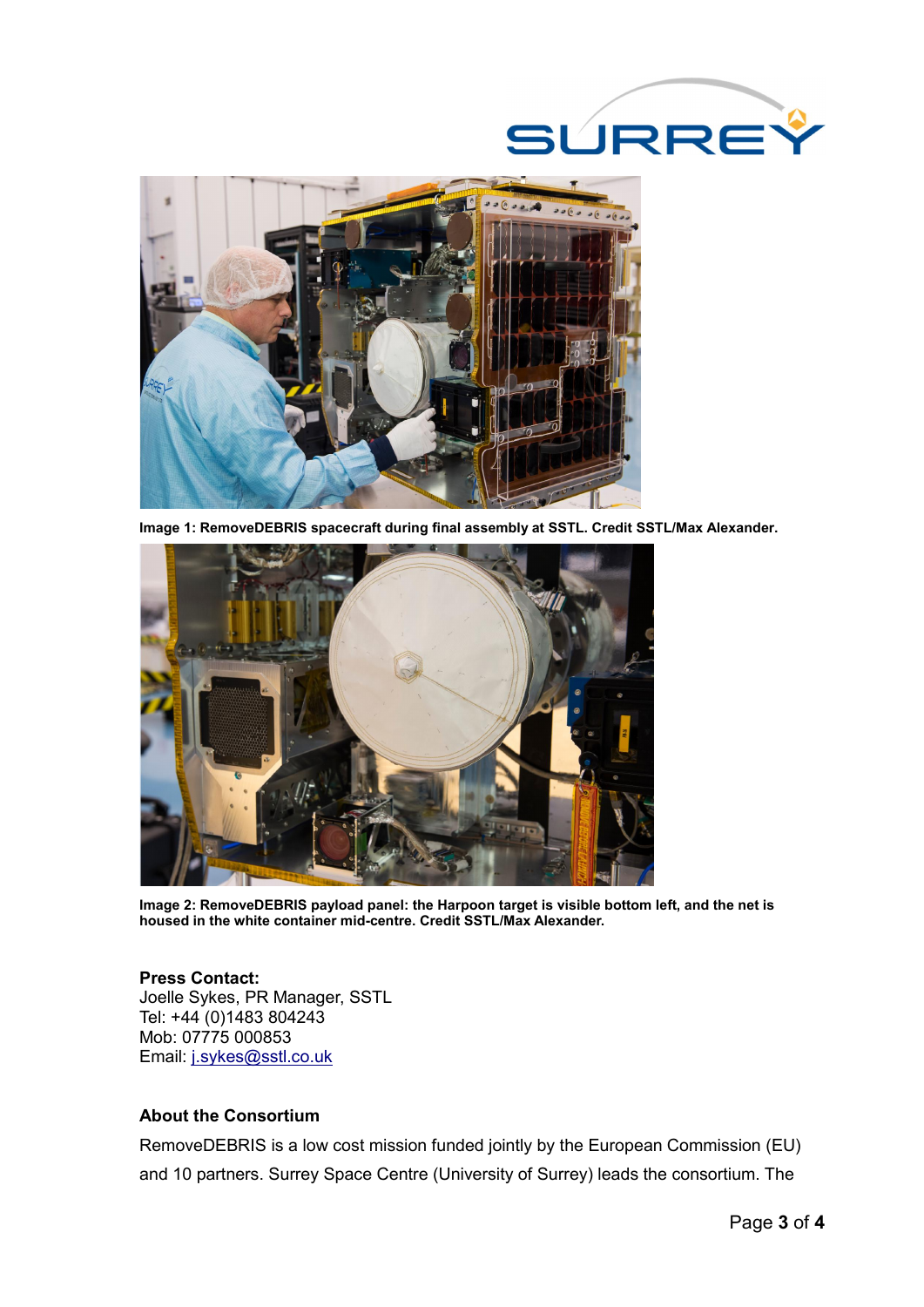**Image 1: RemoveDEBRIS spacecraft during final assembly at SSTL. Credit SSTL/Max Alexander.**

**Image 2: RemoveDEBRIS payload panel: the Harpoon target is visible bottom left, and the net is housed in the white container mid-centre. Credit SSTL/Max Alexander.**

**Press Contact:**
Joelle Sykes, PR Manager, SSTL
Tel: +44 (0)1483 804243
Mob: 07775 000853
Email: j.sykes@sstl.co.uk

### About the Consortium

RemoveDEBRIS is a low cost mission funded jointly by the European Commission (EU) and 10 partners. Surrey Space Centre (University of Surrey) leads the consortium. The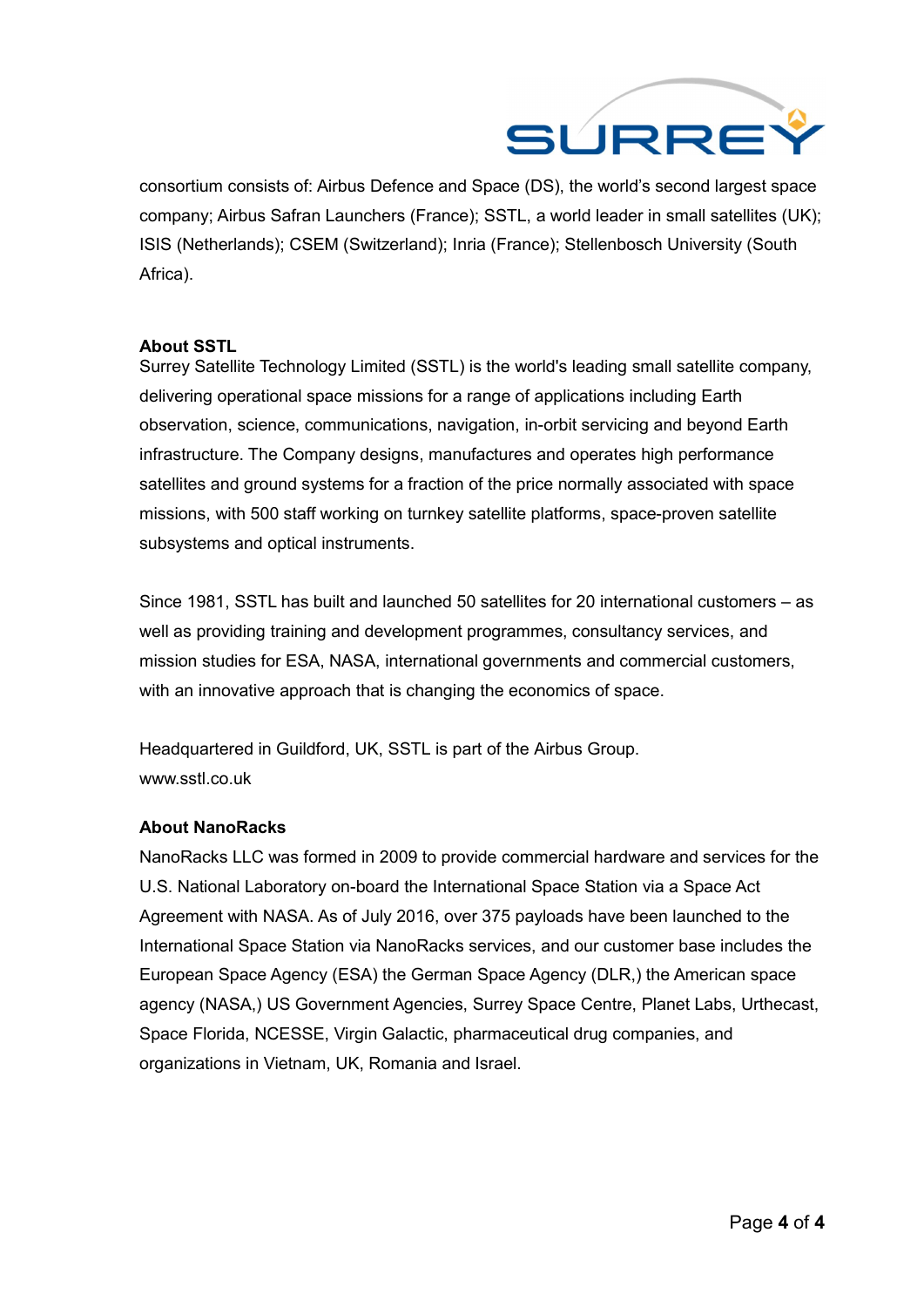consortium consists of: Airbus Defence and Space (DS), the world's second largest space company; Airbus Safran Launchers (France); SSTL, a world leader in small satellites (UK); ISIS (Netherlands); CSEM (Switzerland); Inria (France); Stellenbosch University (South Africa).

**About SSTL**

Surrey Satellite Technology Limited (SSTL) is the world's leading small satellite company, delivering operational space missions for a range of applications including Earth observation, science, communications, navigation, in-orbit servicing and beyond Earth infrastructure. The Company designs, manufactures and operates high performance satellites and ground systems for a fraction of the price normally associated with space missions, with 500 staff working on turnkey satellite platforms, space-proven satellite subsystems and optical instruments.

Since 1981, SSTL has built and launched 50 satellites for 20 international customers – as well as providing training and development programmes, consultancy services, and mission studies for ESA, NASA, international governments and commercial customers, with an innovative approach that is changing the economics of space.

Headquartered in Guildford, UK, SSTL is part of the Airbus Group.
www.sstl.co.uk

**About NanoRacks**

NanoRacks LLC was formed in 2009 to provide commercial hardware and services for the U.S. National Laboratory on-board the International Space Station via a Space Act Agreement with NASA. As of July 2016, over 375 payloads have been launched to the International Space Station via NanoRacks services, and our customer base includes the European Space Agency (ESA) the German Space Agency (DLR,) the American space agency (NASA,) US Government Agencies, Surrey Space Centre, Planet Labs, Urthecast, Space Florida, NCESSE, Virgin Galactic, pharmaceutical drug companies, and organizations in Vietnam, UK, Romania and Israel.